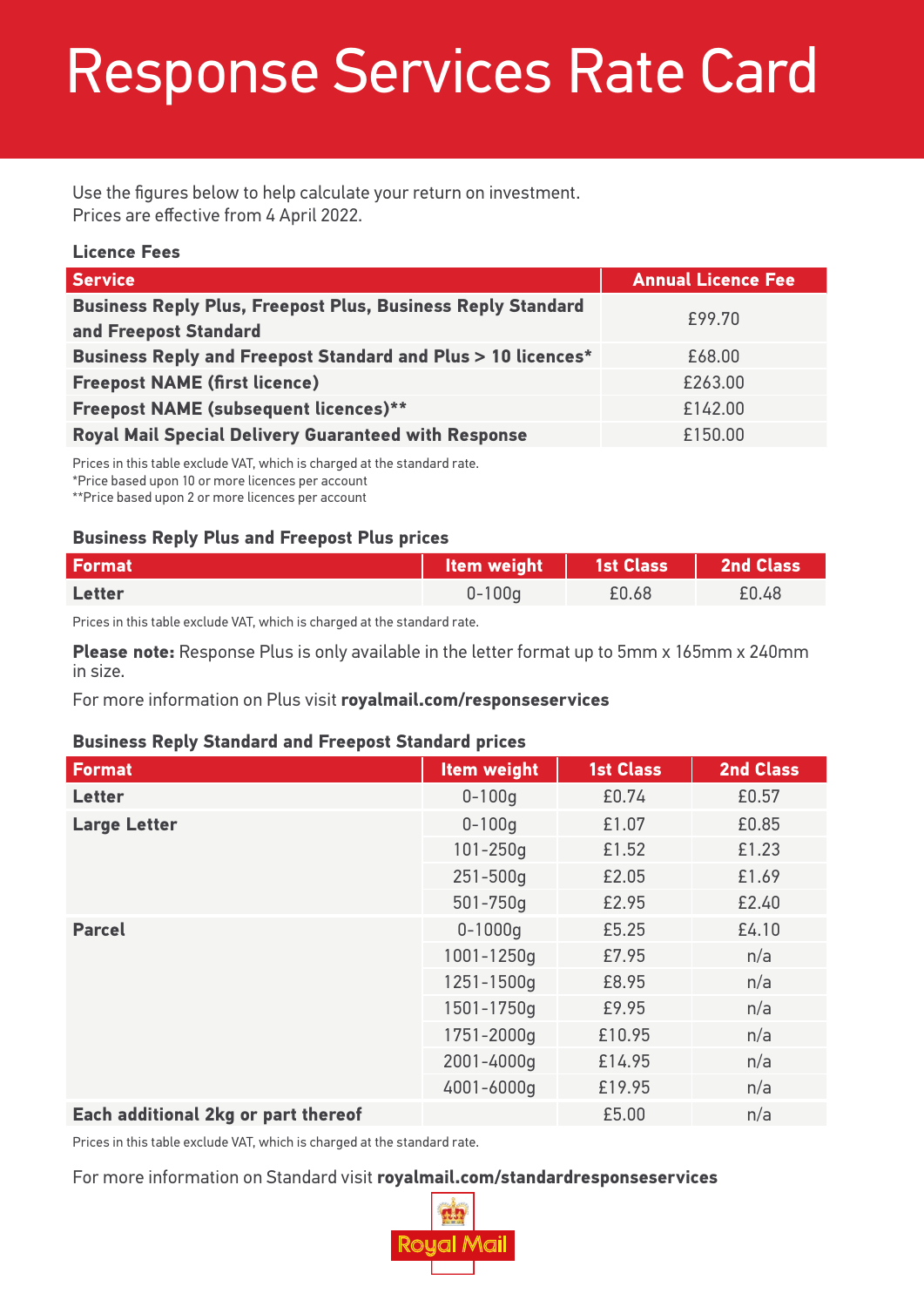# Response Services Rate Card

Use the figures below to help calculate your return on investment.
Prices are effective from 4 April 2022.

### Licence Fees

| Service | Annual Licence Fee |
|---|---|
| **Business Reply Plus, Freepost Plus, Business Reply Standard and Freepost Standard** | £99.70 |
| **Business Reply and Freepost Standard and Plus > 10 licences*** | £68.00 |
| **Freepost NAME (first licence)** | £263.00 |
| **Freepost NAME (subsequent licences)**** | £142.00 |
| **Royal Mail Special Delivery Guaranteed with Response** | £150.00 |

Prices in this table exclude VAT, which is charged at the standard rate.
*Price based upon 10 or more licences per account
**Price based upon 2 or more licences per account

### Business Reply Plus and Freepost Plus prices

| Format | Item weight | 1st Class | 2nd Class |
|---|---|---|---|
| **Letter** | 0-100g | £0.68 | £0.48 |

Prices in this table exclude VAT, which is charged at the standard rate.

**Please note:** Response Plus is only available in the letter format up to 5mm x 165mm x 240mm in size.

For more information on Plus visit **royalmail.com/responseservices**

### Business Reply Standard and Freepost Standard prices

| Format | Item weight | 1st Class | 2nd Class |
|---|---|---|---|
| **Letter** | 0-100g | £0.74 | £0.57 |
| **Large Letter** | 0-100g | £1.07 | £0.85 |
| | 101-250g | £1.52 | £1.23 |
| | 251-500g | £2.05 | £1.69 |
| | 501-750g | £2.95 | £2.40 |
| **Parcel** | 0-1000g | £5.25 | £4.10 |
| | 1001-1250g | £7.95 | n/a |
| | 1251-1500g | £8.95 | n/a |
| | 1501-1750g | £9.95 | n/a |
| | 1751-2000g | £10.95 | n/a |
| | 2001-4000g | £14.95 | n/a |
| | 4001-6000g | £19.95 | n/a |
| **Each additional 2kg or part thereof** | | £5.00 | n/a |

Prices in this table exclude VAT, which is charged at the standard rate.

For more information on Standard visit **royalmail.com/standardresponseservices**

Royal Mail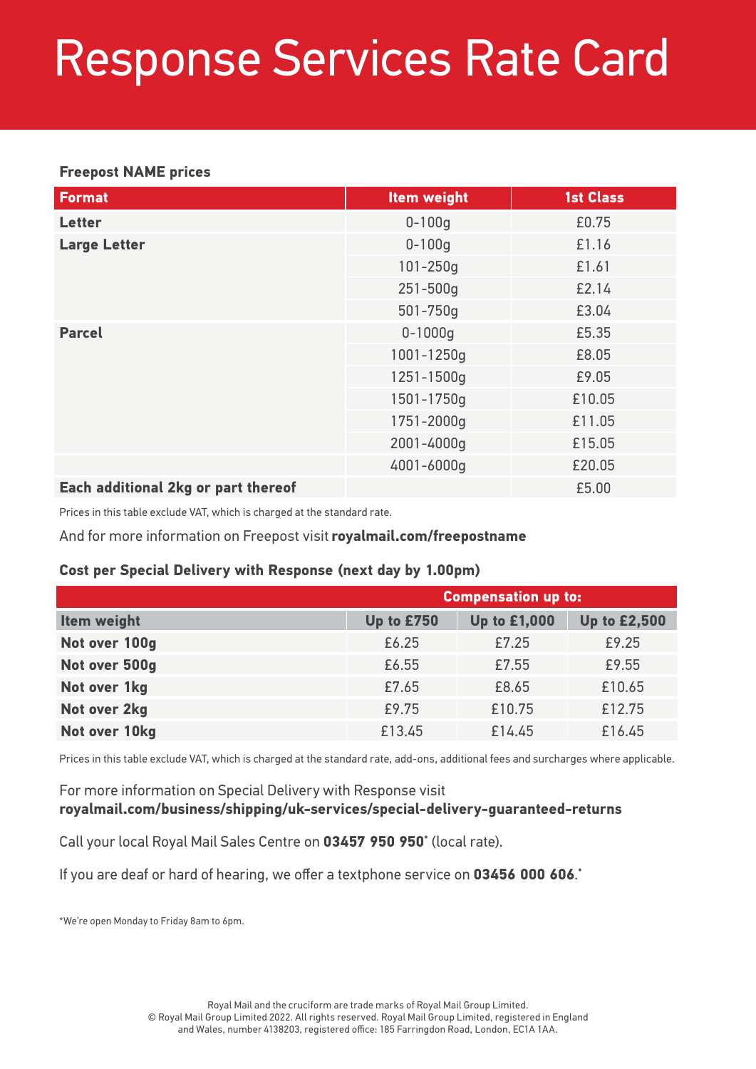# Response Services Rate Card

**Freepost NAME prices**

| Format | Item weight | 1st Class |
|---|---|---|
| **Letter** | 0-100g | £0.75 |
| **Large Letter** | 0-100g | £1.16 |
| | 101-250g | £1.61 |
| | 251-500g | £2.14 |
| | 501-750g | £3.04 |
| **Parcel** | 0-1000g | £5.35 |
| | 1001-1250g | £8.05 |
| | 1251-1500g | £9.05 |
| | 1501-1750g | £10.05 |
| | 1751-2000g | £11.05 |
| | 2001-4000g | £15.05 |
| | 4001-6000g | £20.05 |
| **Each additional 2kg or part thereof** | | £5.00 |

Prices in this table exclude VAT, which is charged at the standard rate.

And for more information on Freepost visit **royalmail.com/freepostname**

**Cost per Special Delivery with Response (next day by 1.00pm)**

| | Compensation up to: | | |
|---|---|---|---|
| **Item weight** | **Up to £750** | **Up to £1,000** | **Up to £2,500** |
| **Not over 100g** | £6.25 | £7.25 | £9.25 |
| **Not over 500g** | £6.55 | £7.55 | £9.55 |
| **Not over 1kg** | £7.65 | £8.65 | £10.65 |
| **Not over 2kg** | £9.75 | £10.75 | £12.75 |
| **Not over 10kg** | £13.45 | £14.45 | £16.45 |

Prices in this table exclude VAT, which is charged at the standard rate, add-ons, additional fees and surcharges where applicable.

For more information on Special Delivery with Response visit
**royalmail.com/business/shipping/uk-services/special-delivery-guaranteed-returns**

Call your local Royal Mail Sales Centre on **03457 950 950*** (local rate).

If you are deaf or hard of hearing, we offer a textphone service on **03456 000 606**.*

*We're open Monday to Friday 8am to 6pm.

Royal Mail and the cruciform are trade marks of Royal Mail Group Limited.
© Royal Mail Group Limited 2022. All rights reserved. Royal Mail Group Limited, registered in England and Wales, number 4138203, registered office: 185 Farringdon Road, London, EC1A 1AA.